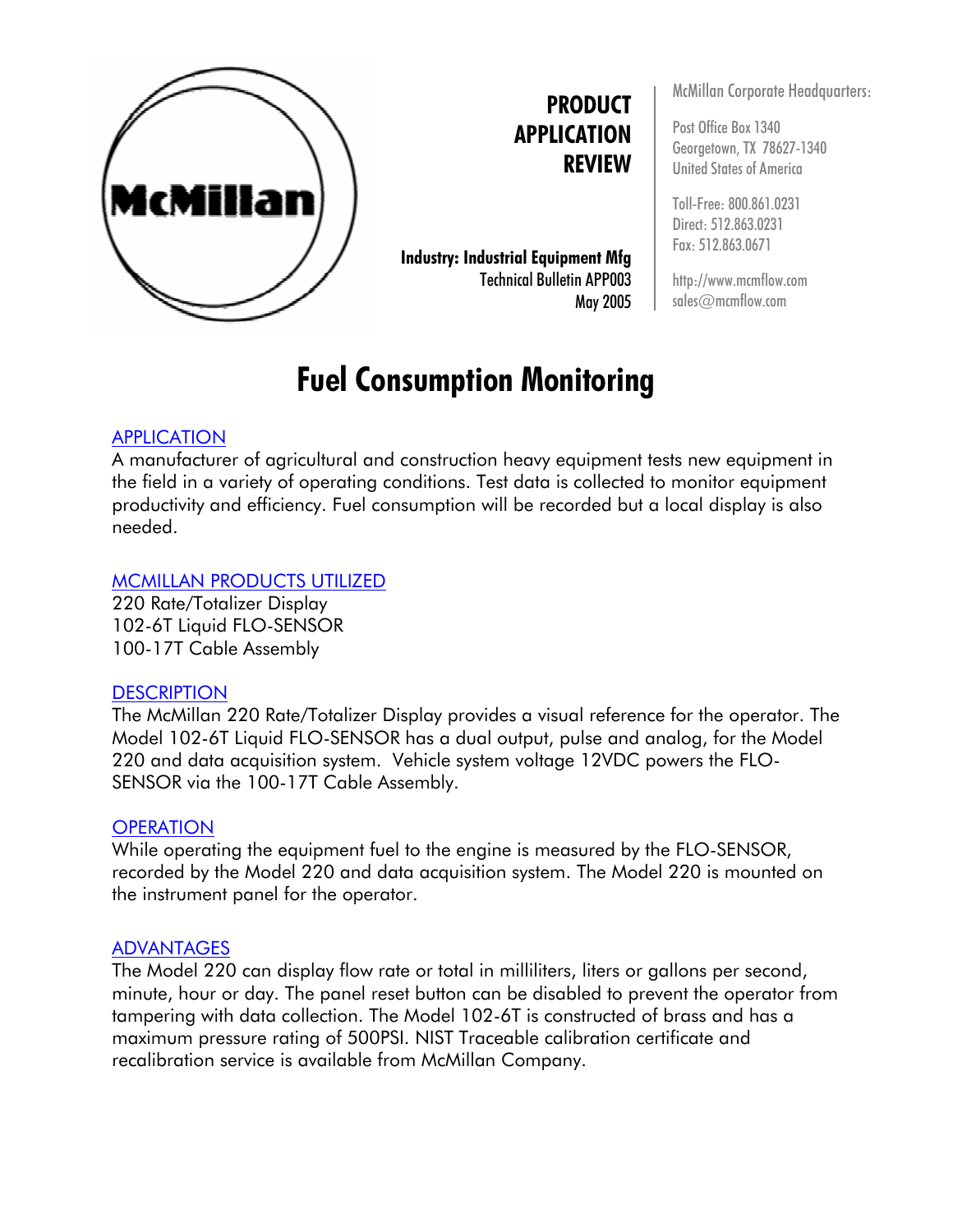McMillan

**PRODUCT APPLICATION REVIEW**

**Industry: Industrial Equipment Mfg**
Technical Bulletin APP003
May 2005

McMillan Corporate Headquarters:

Post Office Box 1340
Georgetown, TX 78627-1340
United States of America

Toll-Free: 800.861.0231
Direct: 512.863.0231
Fax: 512.863.0671

http://www.mcmflow.com
sales@mcmflow.com

# Fuel Consumption Monitoring

## APPLICATION

A manufacturer of agricultural and construction heavy equipment tests new equipment in the field in a variety of operating conditions. Test data is collected to monitor equipment productivity and efficiency. Fuel consumption will be recorded but a local display is also needed.

## MCMILLAN PRODUCTS UTILIZED

220 Rate/Totalizer Display
102-6T Liquid FLO-SENSOR
100-17T Cable Assembly

## DESCRIPTION

The McMillan 220 Rate/Totalizer Display provides a visual reference for the operator. The Model 102-6T Liquid FLO-SENSOR has a dual output, pulse and analog, for the Model 220 and data acquisition system. Vehicle system voltage 12VDC powers the FLO-SENSOR via the 100-17T Cable Assembly.

## OPERATION

While operating the equipment fuel to the engine is measured by the FLO-SENSOR, recorded by the Model 220 and data acquisition system. The Model 220 is mounted on the instrument panel for the operator.

## ADVANTAGES

The Model 220 can display flow rate or total in milliliters, liters or gallons per second, minute, hour or day. The panel reset button can be disabled to prevent the operator from tampering with data collection. The Model 102-6T is constructed of brass and has a maximum pressure rating of 500PSI. NIST Traceable calibration certificate and recalibration service is available from McMillan Company.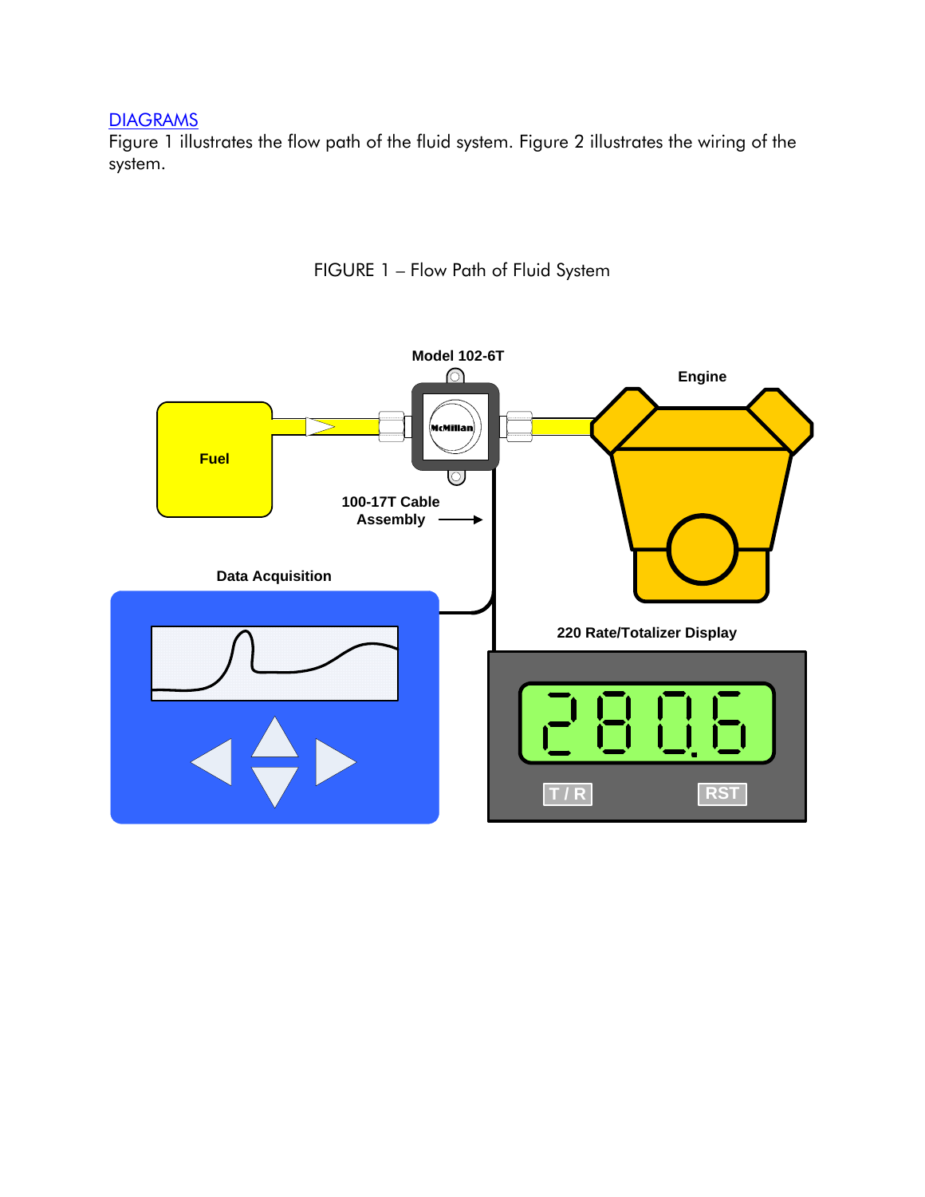## DIAGRAMS

Figure 1 illustrates the flow path of the fluid system. Figure 2 illustrates the wiring of the system.

FIGURE 1 – Flow Path of Fluid System

Model 102-6T

Engine

Fuel

McMillan

100-17T Cable Assembly

Data Acquisition

220 Rate/Totalizer Display

280.6

T / R

RST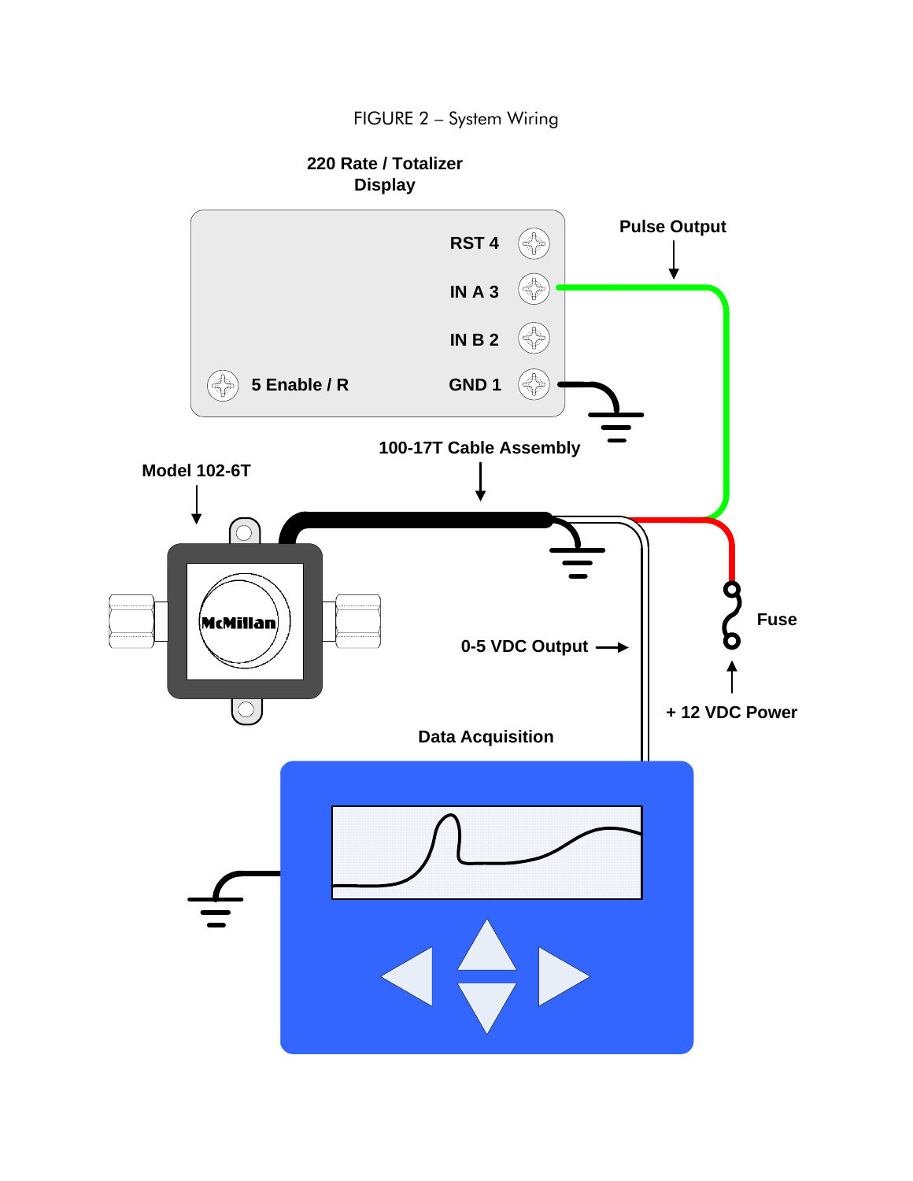FIGURE 2 – System Wiring

220 Rate / Totalizer
Display

RST 4

IN A 3

IN B 2

GND 1

5 Enable / R

Pulse Output

100-17T Cable Assembly

Model 102-6T

McMillan

0-5 VDC Output

Fuse

+ 12 VDC Power

Data Acquisition